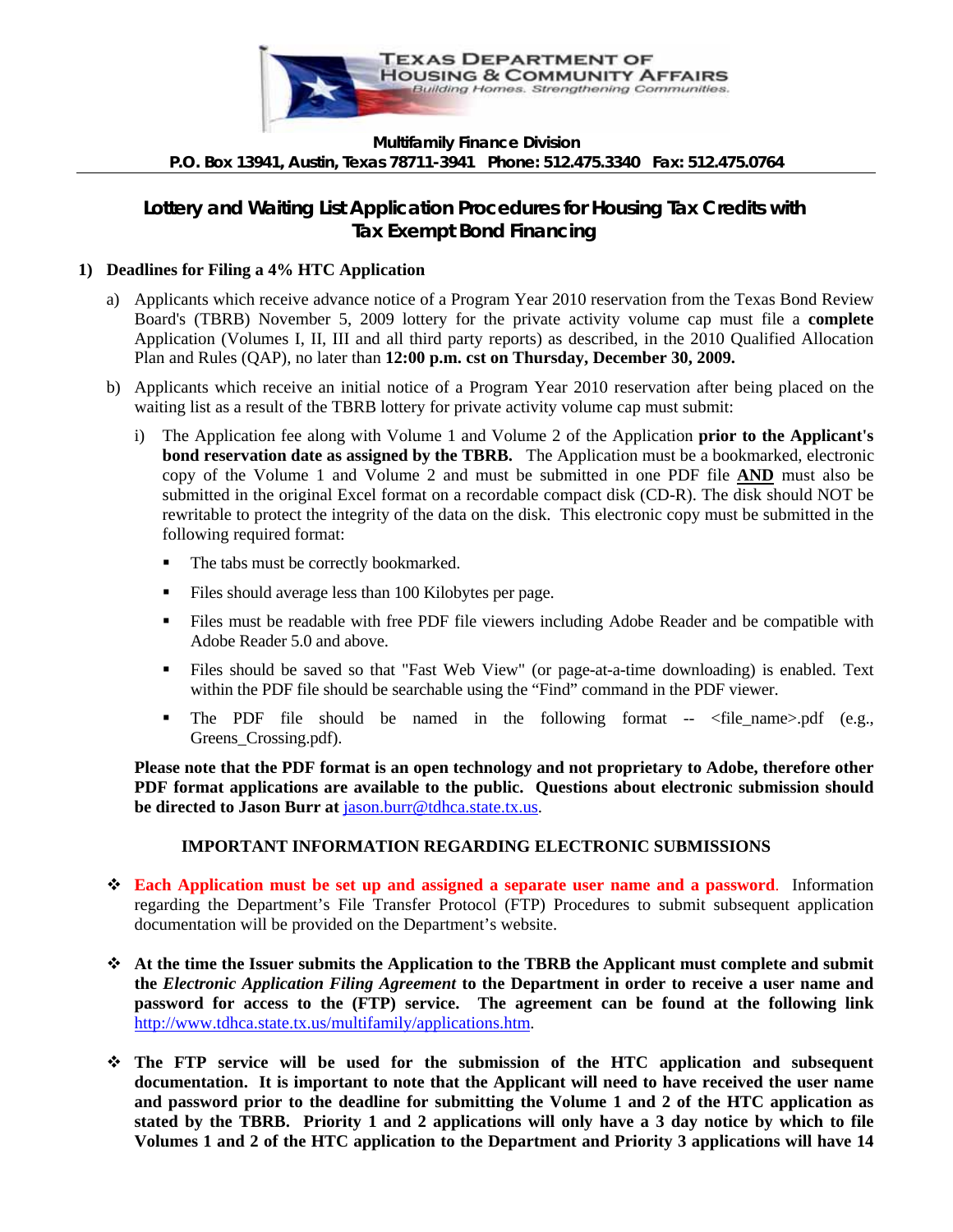**Multifamily Finance Division**
**P.O. Box 13941, Austin, Texas 78711-3941 Phone: 512.475.3340 Fax: 512.475.0764**

# Lottery and Waiting List Application Procedures for Housing Tax Credits with Tax Exempt Bond Financing

## 1) Deadlines for Filing a 4% HTC Application

a) Applicants which receive advance notice of a Program Year 2010 reservation from the Texas Bond Review Board's (TBRB) November 5, 2009 lottery for the private activity volume cap must file a **complete** Application (Volumes I, II, III and all third party reports) as described, in the 2010 Qualified Allocation Plan and Rules (QAP), no later than **12:00 p.m. cst on Thursday, December 30, 2009.**

b) Applicants which receive an initial notice of a Program Year 2010 reservation after being placed on the waiting list as a result of the TBRB lottery for private activity volume cap must submit:

i) The Application fee along with Volume 1 and Volume 2 of the Application **prior to the Applicant's bond reservation date as assigned by the TBRB.** The Application must be a bookmarked, electronic copy of the Volume 1 and Volume 2 and must be submitted in one PDF file **AND** must also be submitted in the original Excel format on a recordable compact disk (CD-R). The disk should NOT be rewritable to protect the integrity of the data on the disk. This electronic copy must be submitted in the following required format:

- The tabs must be correctly bookmarked.
- Files should average less than 100 Kilobytes per page.
- Files must be readable with free PDF file viewers including Adobe Reader and be compatible with Adobe Reader 5.0 and above.
- Files should be saved so that "Fast Web View" (or page-at-a-time downloading) is enabled. Text within the PDF file should be searchable using the "Find" command in the PDF viewer.
- The PDF file should be named in the following format -- <file_name>.pdf (e.g., Greens_Crossing.pdf).

**Please note that the PDF format is an open technology and not proprietary to Adobe, therefore other PDF format applications are available to the public. Questions about electronic submission should be directed to Jason Burr at** jason.burr@tdhca.state.tx.us.

**IMPORTANT INFORMATION REGARDING ELECTRONIC SUBMISSIONS**

- **Each Application must be set up and assigned a separate user name and a password**. Information regarding the Department's File Transfer Protocol (FTP) Procedures to submit subsequent application documentation will be provided on the Department's website.
- **At the time the Issuer submits the Application to the TBRB the Applicant must complete and submit the *Electronic Application Filing Agreement* to the Department in order to receive a user name and password for access to the (FTP) service. The agreement can be found at the following link** http://www.tdhca.state.tx.us/multifamily/applications.htm.
- **The FTP service will be used for the submission of the HTC application and subsequent documentation. It is important to note that the Applicant will need to have received the user name and password prior to the deadline for submitting the Volume 1 and 2 of the HTC application as stated by the TBRB. Priority 1 and 2 applications will only have a 3 day notice by which to file Volumes 1 and 2 of the HTC application to the Department and Priority 3 applications will have 14**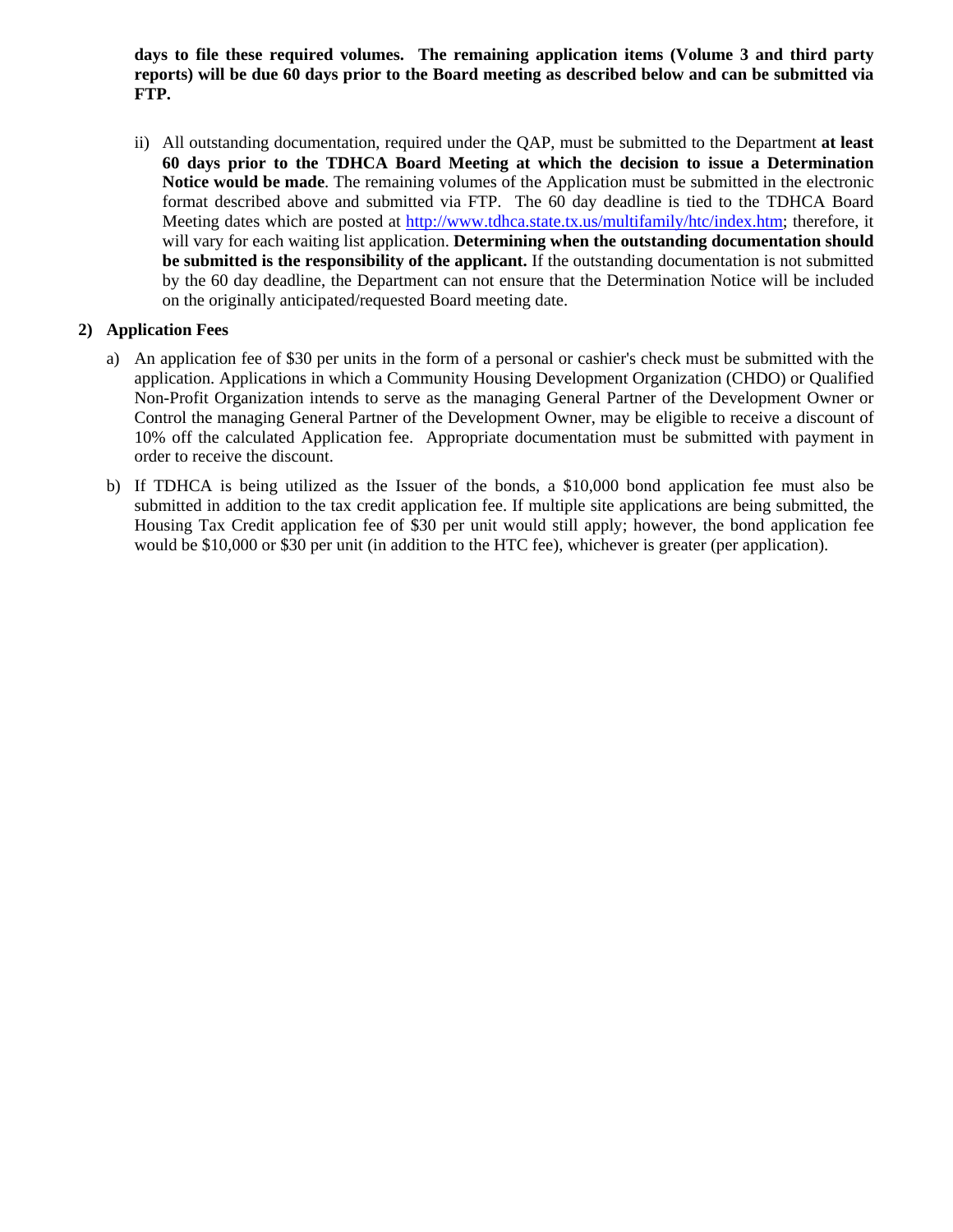**days to file these required volumes. The remaining application items (Volume 3 and third party reports) will be due 60 days prior to the Board meeting as described below and can be submitted via FTP.**

ii) All outstanding documentation, required under the QAP, must be submitted to the Department **at least 60 days prior to the TDHCA Board Meeting at which the decision to issue a Determination Notice would be made**. The remaining volumes of the Application must be submitted in the electronic format described above and submitted via FTP. The 60 day deadline is tied to the TDHCA Board Meeting dates which are posted at http://www.tdhca.state.tx.us/multifamily/htc/index.htm; therefore, it will vary for each waiting list application. **Determining when the outstanding documentation should be submitted is the responsibility of the applicant.** If the outstanding documentation is not submitted by the 60 day deadline, the Department can not ensure that the Determination Notice will be included on the originally anticipated/requested Board meeting date.

**2) Application Fees**

a) An application fee of $30 per units in the form of a personal or cashier's check must be submitted with the application. Applications in which a Community Housing Development Organization (CHDO) or Qualified Non-Profit Organization intends to serve as the managing General Partner of the Development Owner or Control the managing General Partner of the Development Owner, may be eligible to receive a discount of 10% off the calculated Application fee. Appropriate documentation must be submitted with payment in order to receive the discount.

b) If TDHCA is being utilized as the Issuer of the bonds, a $10,000 bond application fee must also be submitted in addition to the tax credit application fee. If multiple site applications are being submitted, the Housing Tax Credit application fee of $30 per unit would still apply; however, the bond application fee would be $10,000 or $30 per unit (in addition to the HTC fee), whichever is greater (per application).